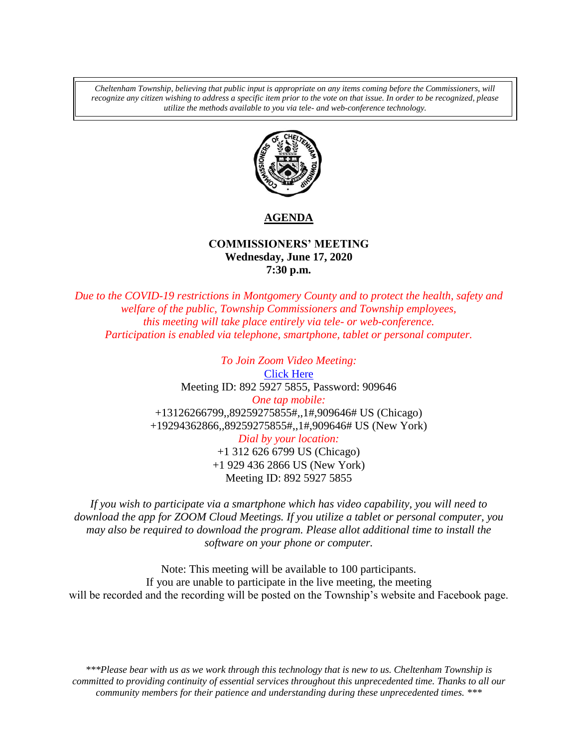*Cheltenham Township, believing that public input is appropriate on any items coming before the Commissioners, will recognize any citizen wishing to address a specific item prior to the vote on that issue. In order to be recognized, please utilize the methods available to you via tele- and web-conference technology.*

# AGENDA

**COMMISSIONERS' MEETING**
**Wednesday, June 17, 2020**
**7:30 p.m.**

*Due to the COVID-19 restrictions in Montgomery County and to protect the health, safety and welfare of the public, Township Commissioners and Township employees, this meeting will take place entirely via tele- or web-conference. Participation is enabled via telephone, smartphone, tablet or personal computer.*

*To Join Zoom Video Meeting:*
Click Here
Meeting ID: 892 5927 5855, Password: 909646
*One tap mobile:*
+13126266799,,89259275855#,,1#,909646# US (Chicago)
+19294362866,,89259275855#,,1#,909646# US (New York)
*Dial by your location:*
+1 312 626 6799 US (Chicago)
+1 929 436 2866 US (New York)
Meeting ID: 892 5927 5855

*If you wish to participate via a smartphone which has video capability, you will need to download the app for ZOOM Cloud Meetings. If you utilize a tablet or personal computer, you may also be required to download the program. Please allot additional time to install the software on your phone or computer.*

Note: This meeting will be available to 100 participants.
If you are unable to participate in the live meeting, the meeting will be recorded and the recording will be posted on the Township's website and Facebook page.

*\*\*\*Please bear with us as we work through this technology that is new to us. Cheltenham Township is committed to providing continuity of essential services throughout this unprecedented time. Thanks to all our community members for their patience and understanding during these unprecedented times. \*\*\**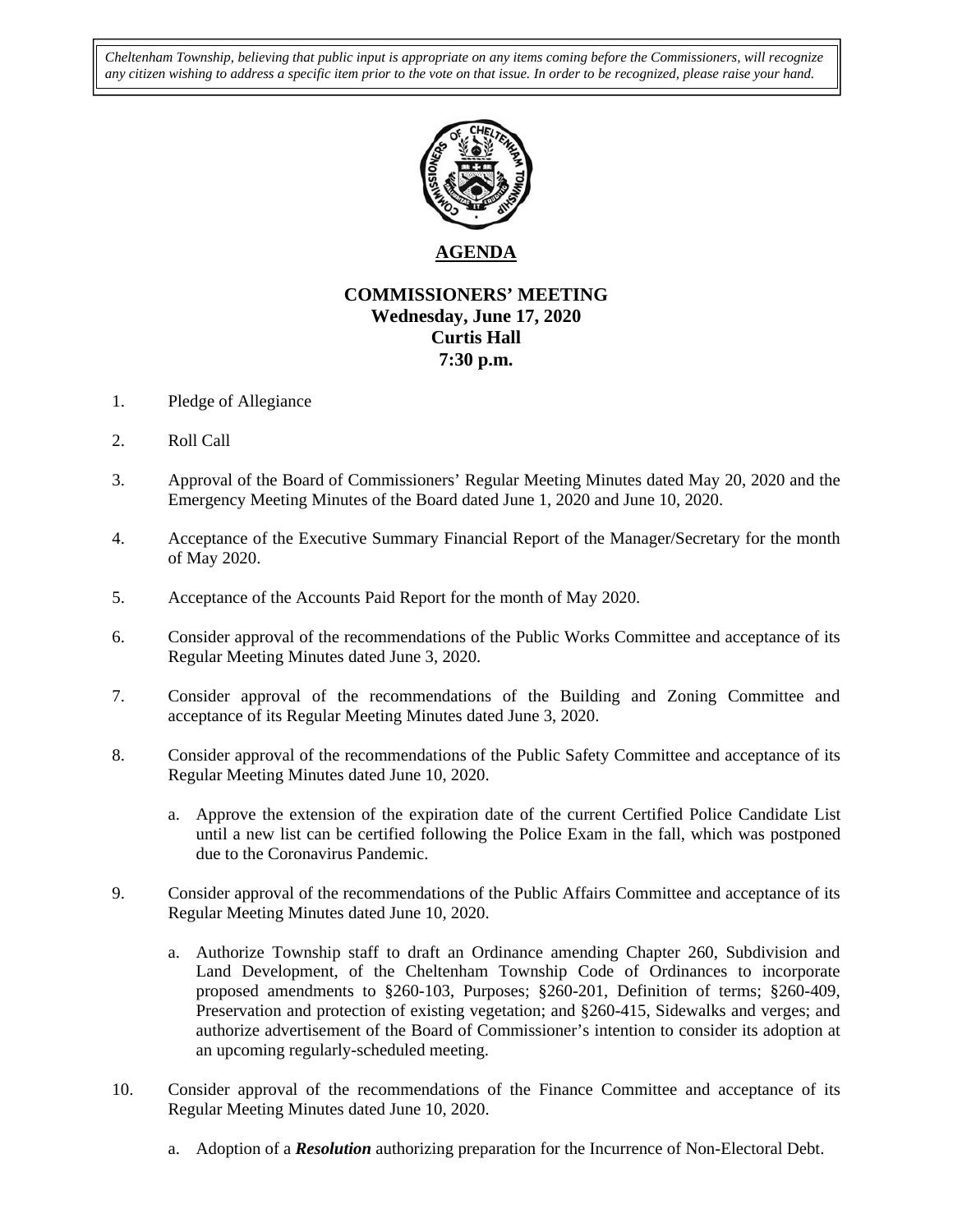*Cheltenham Township, believing that public input is appropriate on any items coming before the Commissioners, will recognize any citizen wishing to address a specific item prior to the vote on that issue. In order to be recognized, please raise your hand.*

# AGENDA

## COMMISSIONERS' MEETING
**Wednesday, June 17, 2020**
**Curtis Hall**
**7:30 p.m.**

1. Pledge of Allegiance

2. Roll Call

3. Approval of the Board of Commissioners' Regular Meeting Minutes dated May 20, 2020 and the Emergency Meeting Minutes of the Board dated June 1, 2020 and June 10, 2020.

4. Acceptance of the Executive Summary Financial Report of the Manager/Secretary for the month of May 2020.

5. Acceptance of the Accounts Paid Report for the month of May 2020.

6. Consider approval of the recommendations of the Public Works Committee and acceptance of its Regular Meeting Minutes dated June 3, 2020.

7. Consider approval of the recommendations of the Building and Zoning Committee and acceptance of its Regular Meeting Minutes dated June 3, 2020.

8. Consider approval of the recommendations of the Public Safety Committee and acceptance of its Regular Meeting Minutes dated June 10, 2020.

   a. Approve the extension of the expiration date of the current Certified Police Candidate List until a new list can be certified following the Police Exam in the fall, which was postponed due to the Coronavirus Pandemic.

9. Consider approval of the recommendations of the Public Affairs Committee and acceptance of its Regular Meeting Minutes dated June 10, 2020.

   a. Authorize Township staff to draft an Ordinance amending Chapter 260, Subdivision and Land Development, of the Cheltenham Township Code of Ordinances to incorporate proposed amendments to §260-103, Purposes; §260-201, Definition of terms; §260-409, Preservation and protection of existing vegetation; and §260-415, Sidewalks and verges; and authorize advertisement of the Board of Commissioner's intention to consider its adoption at an upcoming regularly-scheduled meeting.

10. Consider approval of the recommendations of the Finance Committee and acceptance of its Regular Meeting Minutes dated June 10, 2020.

    a. Adoption of a ***Resolution*** authorizing preparation for the Incurrence of Non-Electoral Debt.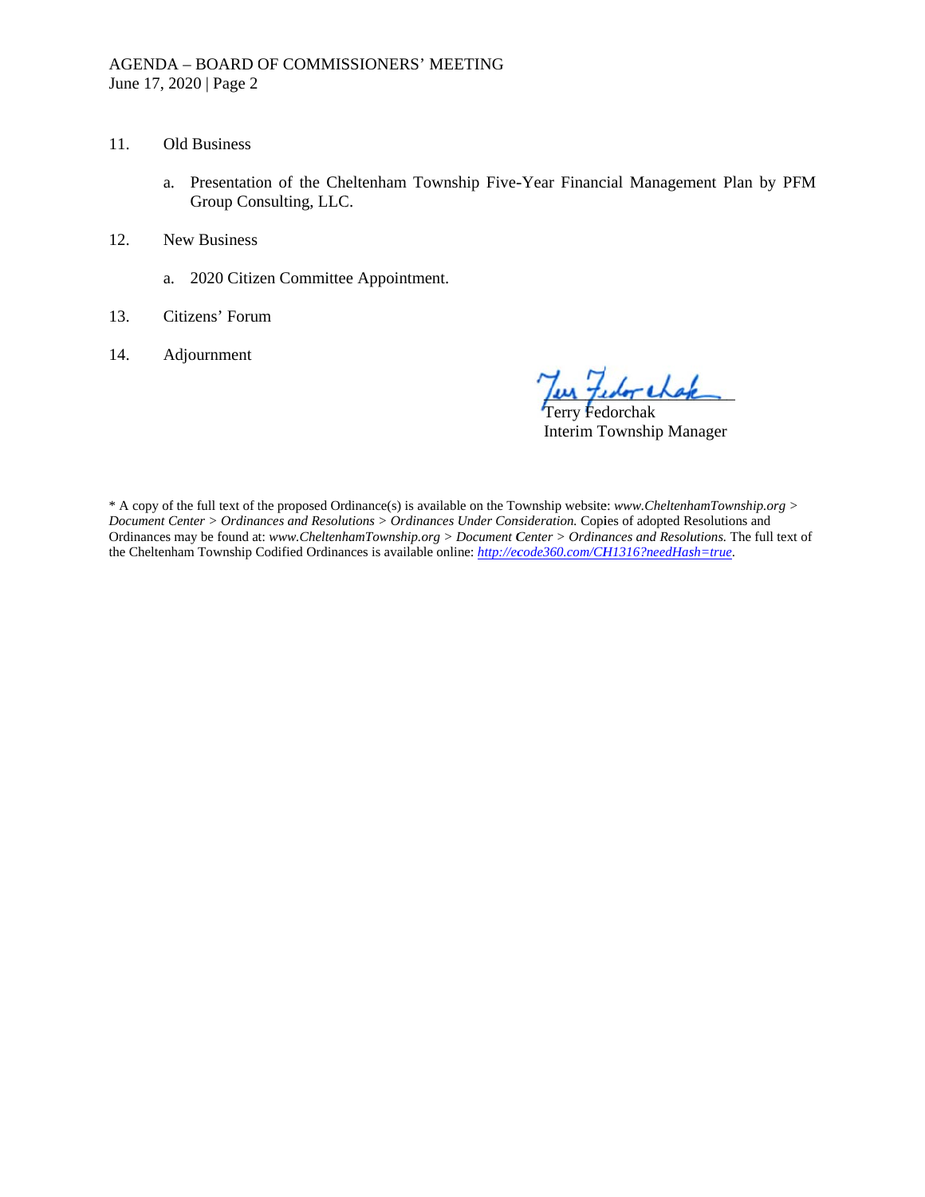11. Old Business

    a. Presentation of the Cheltenham Township Five-Year Financial Management Plan by PFM Group Consulting, LLC.

12. New Business

    a. 2020 Citizen Committee Appointment.

13. Citizens' Forum

14. Adjournment

Terry Fedorchak
Interim Township Manager

* A copy of the full text of the proposed Ordinance(s) is available on the Township website: *www.CheltenhamTownship.org > Document Center > Ordinances and Resolutions > Ordinances Under Consideration.* Copies of adopted Resolutions and Ordinances may be found at: *www.CheltenhamTownship.org > Document Center > Ordinances and Resolutions.* The full text of the Cheltenham Township Codified Ordinances is available online: *http://ecode360.com/CH1316?needHash=true*.